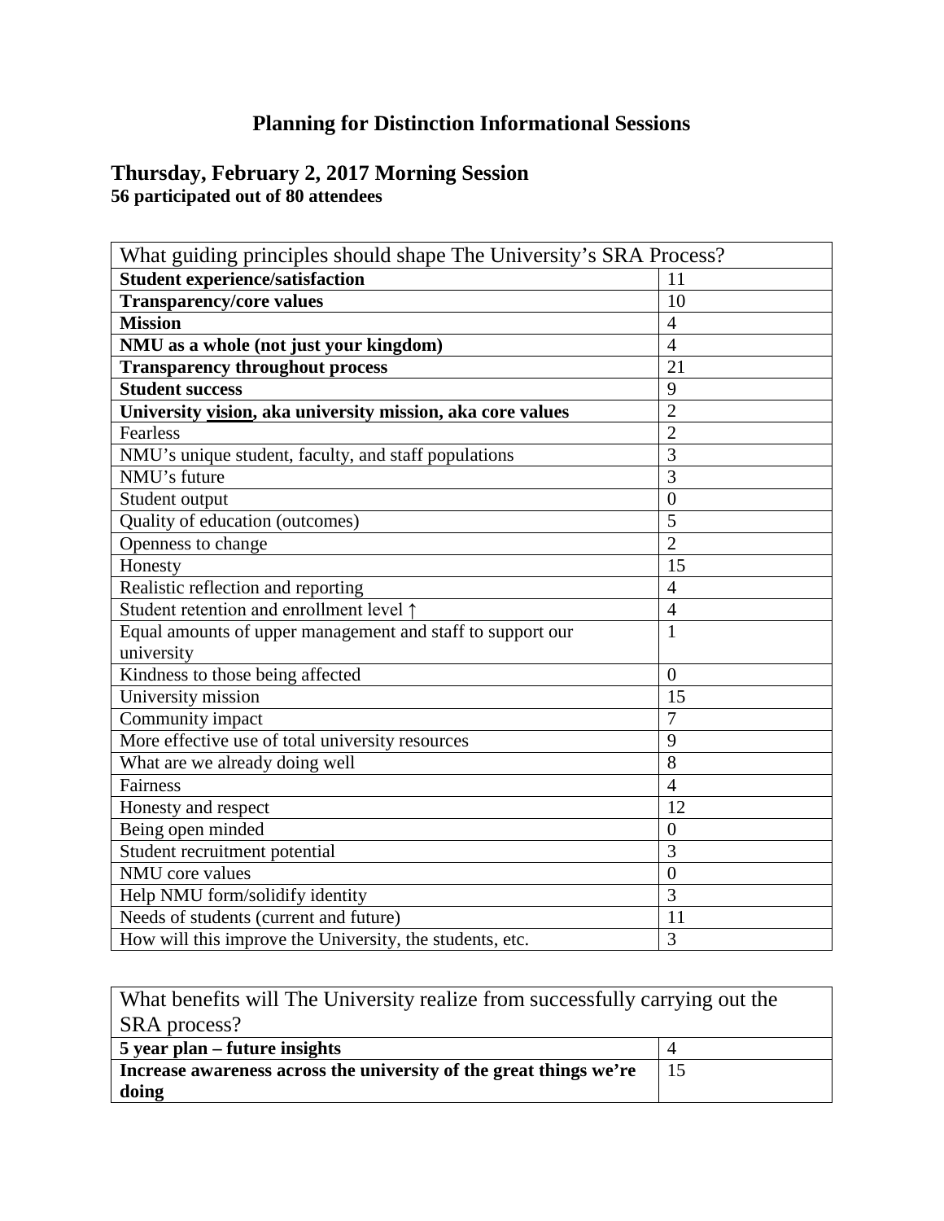# Planning for Distinction Informational Sessions

## Thursday, February 2, 2017 Morning Session

**56 participated out of 80 attendees**

| What guiding principles should shape The University's SRA Process? | |
|---|---|
| **Student experience/satisfaction** | 11 |
| **Transparency/core values** | 10 |
| **Mission** | 4 |
| **NMU as a whole (not just your kingdom)** | 4 |
| **Transparency throughout process** | 21 |
| **Student success** | 9 |
| **University vision, aka university mission, aka core values** | 2 |
| Fearless | 2 |
| NMU's unique student, faculty, and staff populations | 3 |
| NMU's future | 3 |
| Student output | 0 |
| Quality of education (outcomes) | 5 |
| Openness to change | 2 |
| Honesty | 15 |
| Realistic reflection and reporting | 4 |
| Student retention and enrollment level ↑ | 4 |
| Equal amounts of upper management and staff to support our university | 1 |
| Kindness to those being affected | 0 |
| University mission | 15 |
| Community impact | 7 |
| More effective use of total university resources | 9 |
| What are we already doing well | 8 |
| Fairness | 4 |
| Honesty and respect | 12 |
| Being open minded | 0 |
| Student recruitment potential | 3 |
| NMU core values | 0 |
| Help NMU form/solidify identity | 3 |
| Needs of students (current and future) | 11 |
| How will this improve the University, the students, etc. | 3 |

| What benefits will The University realize from successfully carrying out the SRA process? | |
|---|---|
| **5 year plan – future insights** | 4 |
| **Increase awareness across the university of the great things we're doing** | 15 |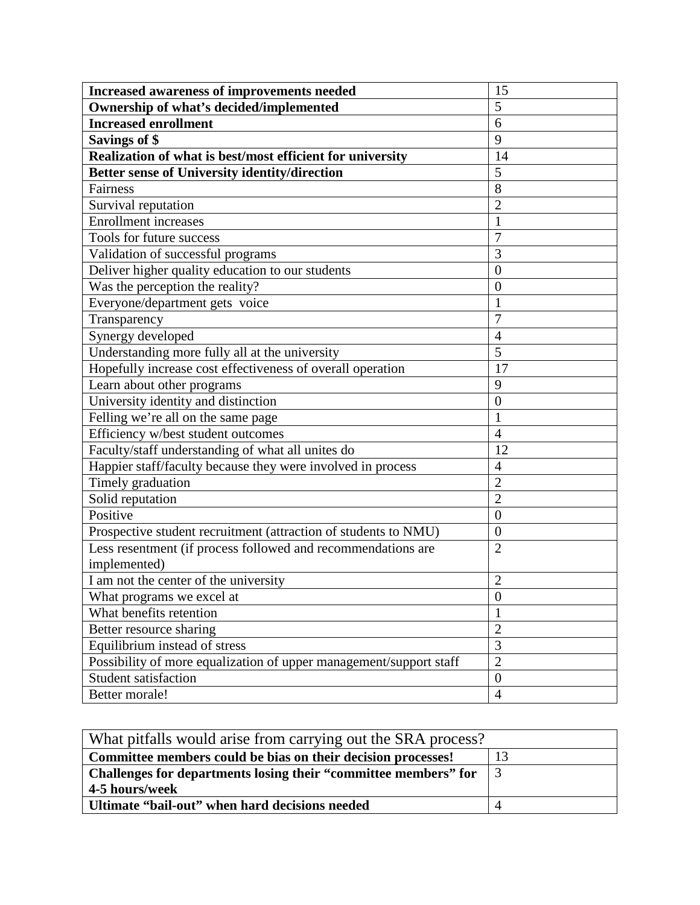| | |
|---|---|
| **Increased awareness of improvements needed** | 15 |
| **Ownership of what's decided/implemented** | 5 |
| **Increased enrollment** | 6 |
| **Savings of $** | 9 |
| **Realization of what is best/most efficient for university** | 14 |
| **Better sense of University identity/direction** | 5 |
| Fairness | 8 |
| Survival reputation | 2 |
| Enrollment increases | 1 |
| Tools for future success | 7 |
| Validation of successful programs | 3 |
| Deliver higher quality education to our students | 0 |
| Was the perception the reality? | 0 |
| Everyone/department gets voice | 1 |
| Transparency | 7 |
| Synergy developed | 4 |
| Understanding more fully all at the university | 5 |
| Hopefully increase cost effectiveness of overall operation | 17 |
| Learn about other programs | 9 |
| University identity and distinction | 0 |
| Felling we're all on the same page | 1 |
| Efficiency w/best student outcomes | 4 |
| Faculty/staff understanding of what all unites do | 12 |
| Happier staff/faculty because they were involved in process | 4 |
| Timely graduation | 2 |
| Solid reputation | 2 |
| Positive | 0 |
| Prospective student recruitment (attraction of students to NMU) | 0 |
| Less resentment (if process followed and recommendations are implemented) | 2 |
| I am not the center of the university | 2 |
| What programs we excel at | 0 |
| What benefits retention | 1 |
| Better resource sharing | 2 |
| Equilibrium instead of stress | 3 |
| Possibility of more equalization of upper management/support staff | 2 |
| Student satisfaction | 0 |
| Better morale! | 4 |

| What pitfalls would arise from carrying out the SRA process? | |
|---|---|
| **Committee members could be bias on their decision processes!** | 13 |
| **Challenges for departments losing their "committee members" for 4-5 hours/week** | 3 |
| **Ultimate "bail-out" when hard decisions needed** | 4 |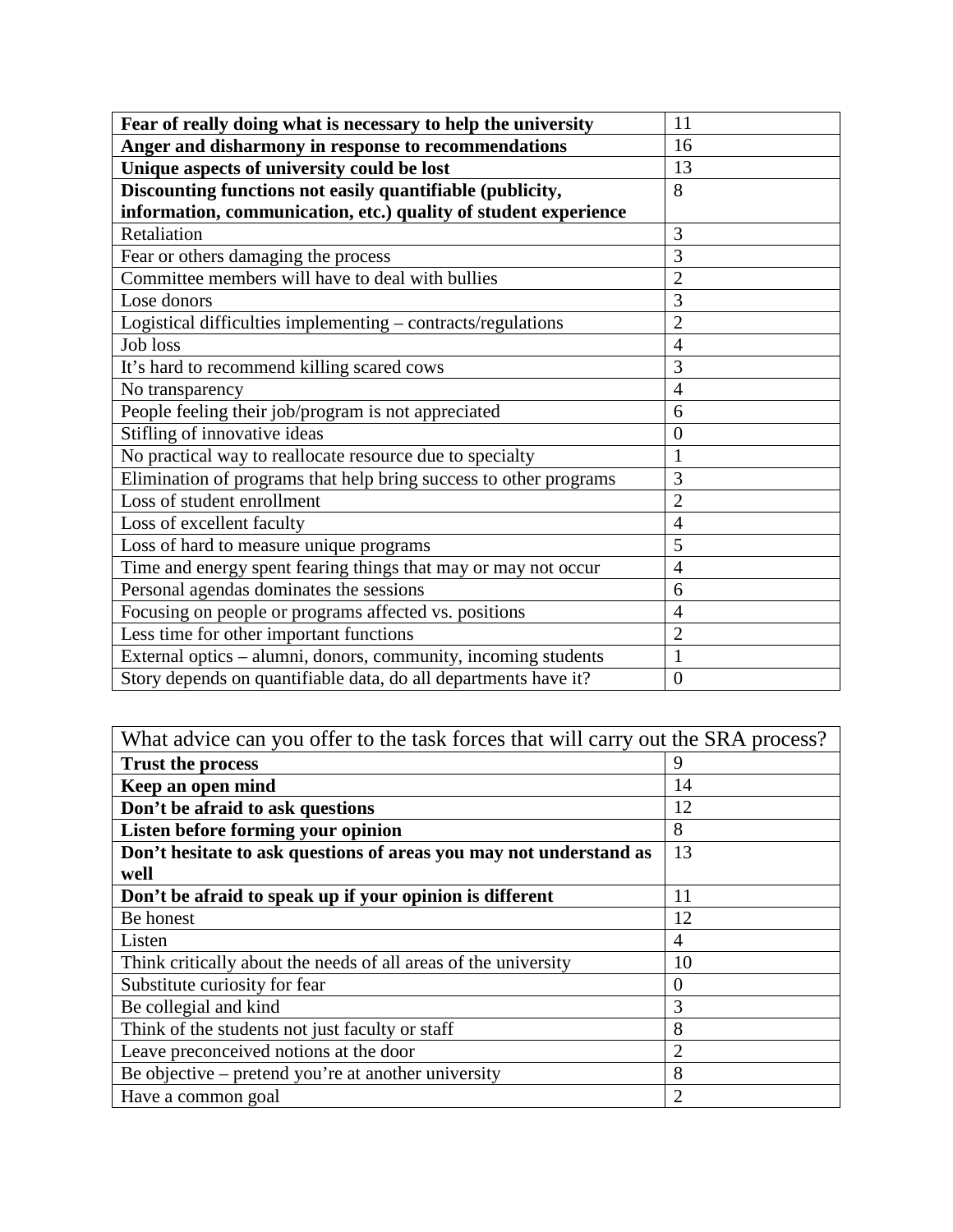| **Fear of really doing what is necessary to help the university** | 11 |
|---|---|
| **Anger and disharmony in response to recommendations** | 16 |
| **Unique aspects of university could be lost** | 13 |
| **Discounting functions not easily quantifiable (publicity, information, communication, etc.) quality of student experience** | 8 |
| Retaliation | 3 |
| Fear or others damaging the process | 3 |
| Committee members will have to deal with bullies | 2 |
| Lose donors | 3 |
| Logistical difficulties implementing – contracts/regulations | 2 |
| Job loss | 4 |
| It's hard to recommend killing scared cows | 3 |
| No transparency | 4 |
| People feeling their job/program is not appreciated | 6 |
| Stifling of innovative ideas | 0 |
| No practical way to reallocate resource due to specialty | 1 |
| Elimination of programs that help bring success to other programs | 3 |
| Loss of student enrollment | 2 |
| Loss of excellent faculty | 4 |
| Loss of hard to measure unique programs | 5 |
| Time and energy spent fearing things that may or may not occur | 4 |
| Personal agendas dominates the sessions | 6 |
| Focusing on people or programs affected vs. positions | 4 |
| Less time for other important functions | 2 |
| External optics – alumni, donors, community, incoming students | 1 |
| Story depends on quantifiable data, do all departments have it? | 0 |

| What advice can you offer to the task forces that will carry out the SRA process? | |
|---|---|
| **Trust the process** | 9 |
| **Keep an open mind** | 14 |
| **Don't be afraid to ask questions** | 12 |
| **Listen before forming your opinion** | 8 |
| **Don't hesitate to ask questions of areas you may not understand as well** | 13 |
| **Don't be afraid to speak up if your opinion is different** | 11 |
| Be honest | 12 |
| Listen | 4 |
| Think critically about the needs of all areas of the university | 10 |
| Substitute curiosity for fear | 0 |
| Be collegial and kind | 3 |
| Think of the students not just faculty or staff | 8 |
| Leave preconceived notions at the door | 2 |
| Be objective – pretend you're at another university | 8 |
| Have a common goal | 2 |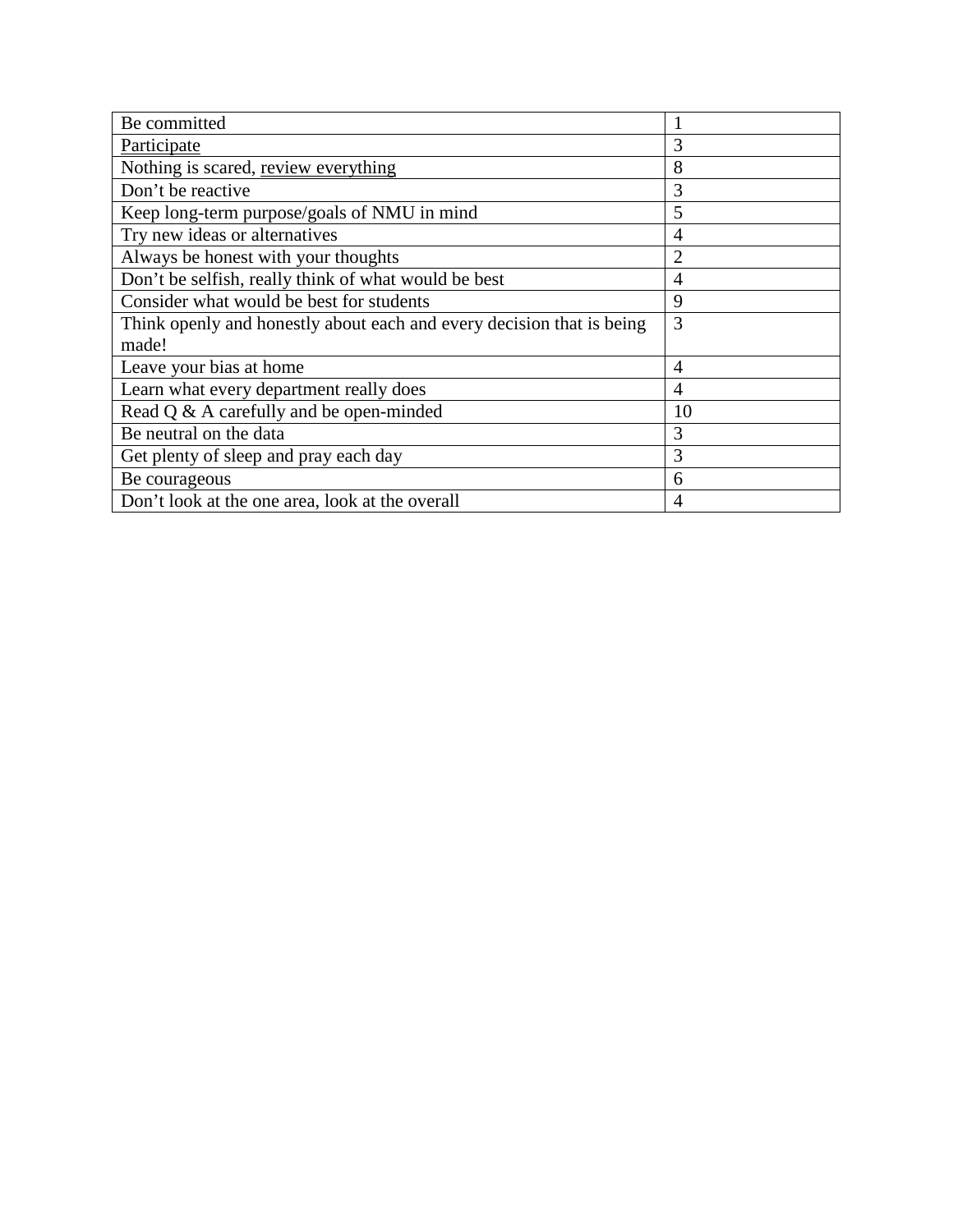| | |
|---|---|
| Be committed | 1 |
| Participate | 3 |
| Nothing is scared, review everything | 8 |
| Don’t be reactive | 3 |
| Keep long-term purpose/goals of NMU in mind | 5 |
| Try new ideas or alternatives | 4 |
| Always be honest with your thoughts | 2 |
| Don’t be selfish, really think of what would be best | 4 |
| Consider what would be best for students | 9 |
| Think openly and honestly about each and every decision that is being made! | 3 |
| Leave your bias at home | 4 |
| Learn what every department really does | 4 |
| Read Q & A carefully and be open-minded | 10 |
| Be neutral on the data | 3 |
| Get plenty of sleep and pray each day | 3 |
| Be courageous | 6 |
| Don’t look at the one area, look at the overall | 4 |